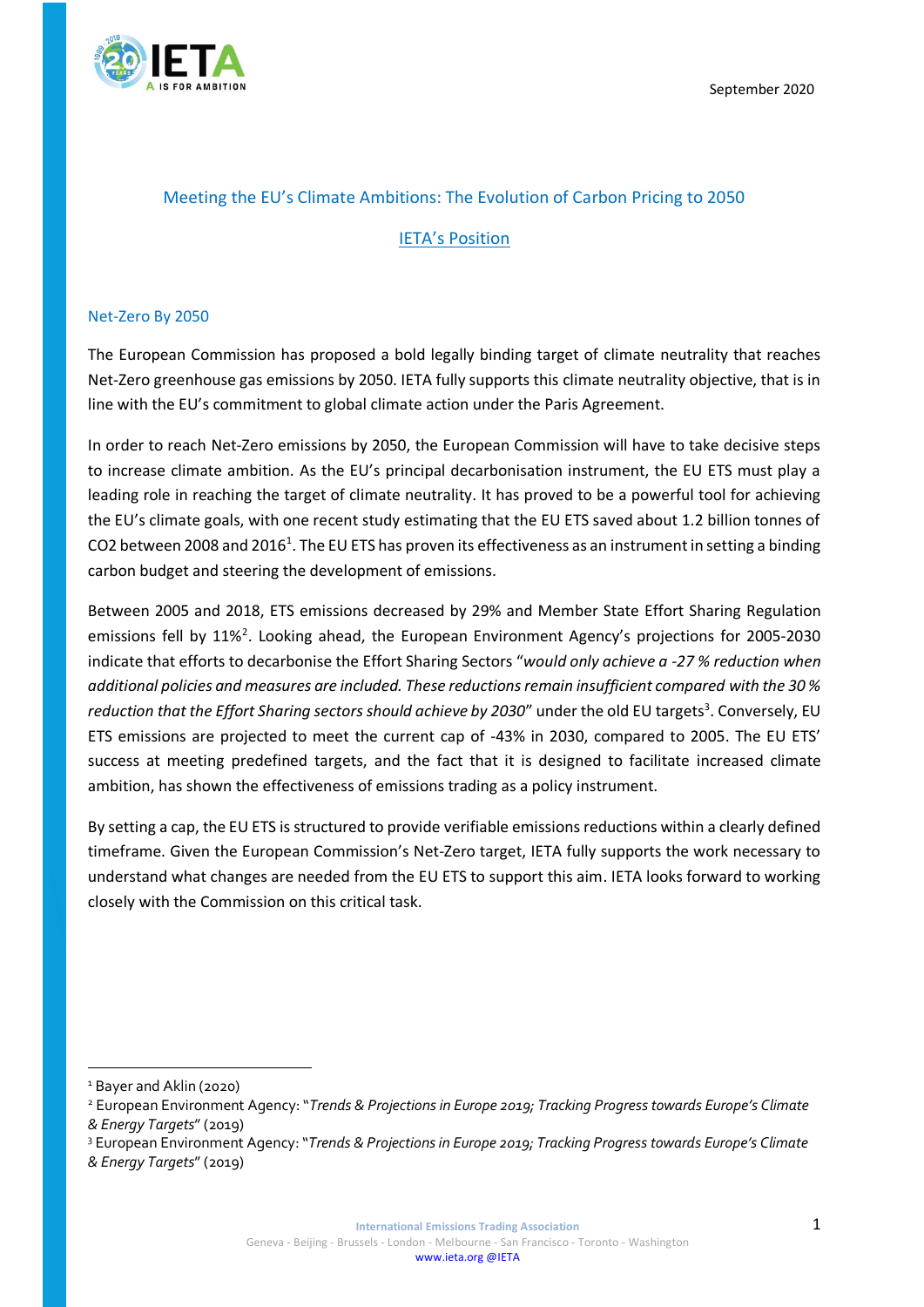September 2020

# Meeting the EU's Climate Ambitions: The Evolution of Carbon Pricing to 2050

## IETA's Position

### Net-Zero By 2050

The European Commission has proposed a bold legally binding target of climate neutrality that reaches Net-Zero greenhouse gas emissions by 2050. IETA fully supports this climate neutrality objective, that is in line with the EU's commitment to global climate action under the Paris Agreement.

In order to reach Net-Zero emissions by 2050, the European Commission will have to take decisive steps to increase climate ambition. As the EU's principal decarbonisation instrument, the EU ETS must play a leading role in reaching the target of climate neutrality. It has proved to be a powerful tool for achieving the EU's climate goals, with one recent study estimating that the EU ETS saved about 1.2 billion tonnes of $CO_2$ between 2008 and 2016[1]. The EU ETS has proven its effectiveness as an instrument in setting a binding carbon budget and steering the development of emissions.

Between 2005 and 2018, ETS emissions decreased by 29% and Member State Effort Sharing Regulation emissions fell by 11%[2]. Looking ahead, the European Environment Agency's projections for 2005-2030 indicate that efforts to decarbonise the Effort Sharing Sectors "*would only achieve a -27 % reduction when additional policies and measures are included. These reductions remain insufficient compared with the 30 % reduction that the Effort Sharing sectors should achieve by 2030*" under the old EU targets[3]. Conversely, EU ETS emissions are projected to meet the current cap of -43% in 2030, compared to 2005. The EU ETS' success at meeting predefined targets, and the fact that it is designed to facilitate increased climate ambition, has shown the effectiveness of emissions trading as a policy instrument.

By setting a cap, the EU ETS is structured to provide verifiable emissions reductions within a clearly defined timeframe. Given the European Commission's Net-Zero target, IETA fully supports the work necessary to understand what changes are needed from the EU ETS to support this aim. IETA looks forward to working closely with the Commission on this critical task.

---

[1] Bayer and Aklin (2020)

[2] European Environment Agency: "*Trends & Projections in Europe 2019; Tracking Progress towards Europe's Climate & Energy Targets*" (2019)

[3] European Environment Agency: "*Trends & Projections in Europe 2019; Tracking Progress towards Europe's Climate & Energy Targets*" (2019)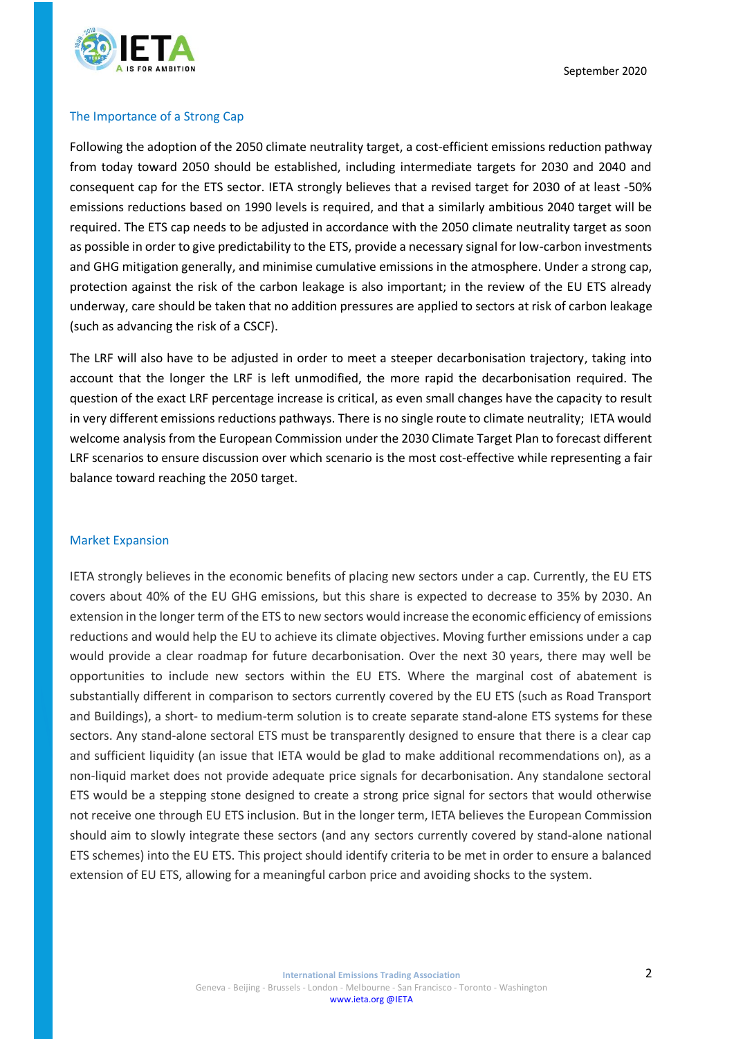## The Importance of a Strong Cap

Following the adoption of the 2050 climate neutrality target, a cost-efficient emissions reduction pathway from today toward 2050 should be established, including intermediate targets for 2030 and 2040 and consequent cap for the ETS sector. IETA strongly believes that a revised target for 2030 of at least -50% emissions reductions based on 1990 levels is required, and that a similarly ambitious 2040 target will be required. The ETS cap needs to be adjusted in accordance with the 2050 climate neutrality target as soon as possible in order to give predictability to the ETS, provide a necessary signal for low-carbon investments and GHG mitigation generally, and minimise cumulative emissions in the atmosphere. Under a strong cap, protection against the risk of the carbon leakage is also important; in the review of the EU ETS already underway, care should be taken that no addition pressures are applied to sectors at risk of carbon leakage (such as advancing the risk of a CSCF).

The LRF will also have to be adjusted in order to meet a steeper decarbonisation trajectory, taking into account that the longer the LRF is left unmodified, the more rapid the decarbonisation required. The question of the exact LRF percentage increase is critical, as even small changes have the capacity to result in very different emissions reductions pathways. There is no single route to climate neutrality; IETA would welcome analysis from the European Commission under the 2030 Climate Target Plan to forecast different LRF scenarios to ensure discussion over which scenario is the most cost-effective while representing a fair balance toward reaching the 2050 target.

## Market Expansion

IETA strongly believes in the economic benefits of placing new sectors under a cap. Currently, the EU ETS covers about 40% of the EU GHG emissions, but this share is expected to decrease to 35% by 2030. An extension in the longer term of the ETS to new sectors would increase the economic efficiency of emissions reductions and would help the EU to achieve its climate objectives. Moving further emissions under a cap would provide a clear roadmap for future decarbonisation. Over the next 30 years, there may well be opportunities to include new sectors within the EU ETS. Where the marginal cost of abatement is substantially different in comparison to sectors currently covered by the EU ETS (such as Road Transport and Buildings), a short- to medium-term solution is to create separate stand-alone ETS systems for these sectors. Any stand-alone sectoral ETS must be transparently designed to ensure that there is a clear cap and sufficient liquidity (an issue that IETA would be glad to make additional recommendations on), as a non-liquid market does not provide adequate price signals for decarbonisation. Any standalone sectoral ETS would be a stepping stone designed to create a strong price signal for sectors that would otherwise not receive one through EU ETS inclusion. But in the longer term, IETA believes the European Commission should aim to slowly integrate these sectors (and any sectors currently covered by stand-alone national ETS schemes) into the EU ETS. This project should identify criteria to be met in order to ensure a balanced extension of EU ETS, allowing for a meaningful carbon price and avoiding shocks to the system.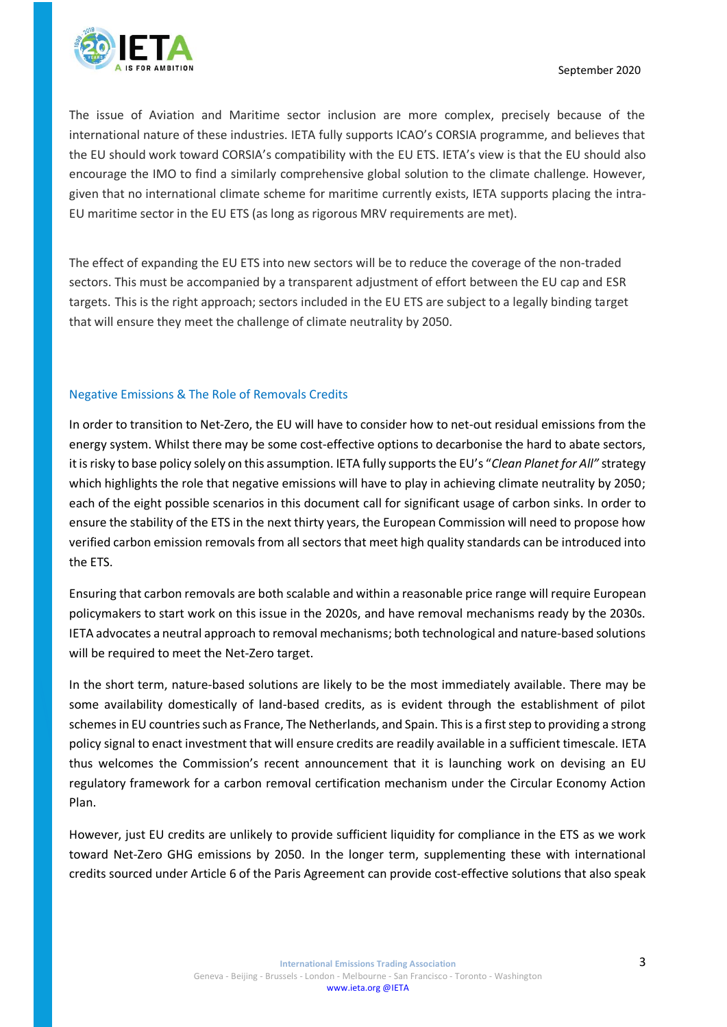The issue of Aviation and Maritime sector inclusion are more complex, precisely because of the international nature of these industries. IETA fully supports ICAO's CORSIA programme, and believes that the EU should work toward CORSIA's compatibility with the EU ETS. IETA's view is that the EU should also encourage the IMO to find a similarly comprehensive global solution to the climate challenge. However, given that no international climate scheme for maritime currently exists, IETA supports placing the intra-EU maritime sector in the EU ETS (as long as rigorous MRV requirements are met).

The effect of expanding the EU ETS into new sectors will be to reduce the coverage of the non-traded sectors. This must be accompanied by a transparent adjustment of effort between the EU cap and ESR targets. This is the right approach; sectors included in the EU ETS are subject to a legally binding target that will ensure they meet the challenge of climate neutrality by 2050.

## Negative Emissions & The Role of Removals Credits

In order to transition to Net-Zero, the EU will have to consider how to net-out residual emissions from the energy system. Whilst there may be some cost-effective options to decarbonise the hard to abate sectors, it is risky to base policy solely on this assumption. IETA fully supports the EU's "*Clean Planet for All"* strategy which highlights the role that negative emissions will have to play in achieving climate neutrality by 2050; each of the eight possible scenarios in this document call for significant usage of carbon sinks. In order to ensure the stability of the ETS in the next thirty years, the European Commission will need to propose how verified carbon emission removals from all sectors that meet high quality standards can be introduced into the ETS.

Ensuring that carbon removals are both scalable and within a reasonable price range will require European policymakers to start work on this issue in the 2020s, and have removal mechanisms ready by the 2030s. IETA advocates a neutral approach to removal mechanisms; both technological and nature-based solutions will be required to meet the Net-Zero target.

In the short term, nature-based solutions are likely to be the most immediately available. There may be some availability domestically of land-based credits, as is evident through the establishment of pilot schemes in EU countries such as France, The Netherlands, and Spain. This is a first step to providing a strong policy signal to enact investment that will ensure credits are readily available in a sufficient timescale. IETA thus welcomes the Commission's recent announcement that it is launching work on devising an EU regulatory framework for a carbon removal certification mechanism under the Circular Economy Action Plan.

However, just EU credits are unlikely to provide sufficient liquidity for compliance in the ETS as we work toward Net-Zero GHG emissions by 2050. In the longer term, supplementing these with international credits sourced under Article 6 of the Paris Agreement can provide cost-effective solutions that also speak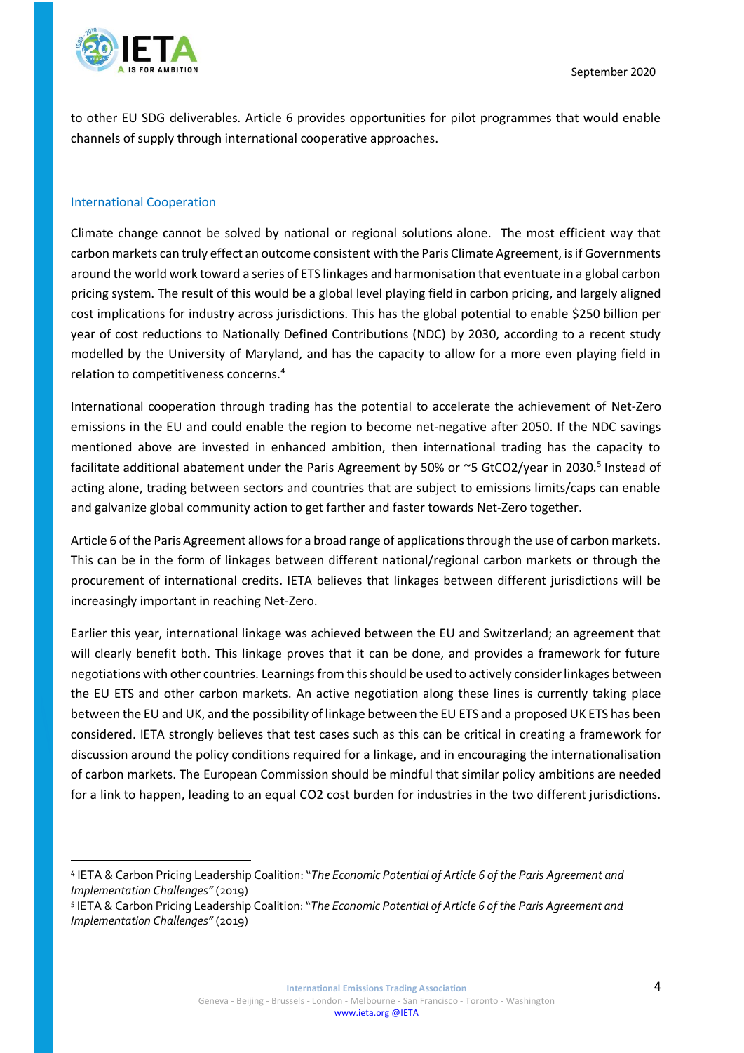to other EU SDG deliverables. Article 6 provides opportunities for pilot programmes that would enable channels of supply through international cooperative approaches.

## International Cooperation

Climate change cannot be solved by national or regional solutions alone. The most efficient way that carbon markets can truly effect an outcome consistent with the Paris Climate Agreement, is if Governments around the world work toward a series of ETS linkages and harmonisation that eventuate in a global carbon pricing system. The result of this would be a global level playing field in carbon pricing, and largely aligned cost implications for industry across jurisdictions. This has the global potential to enable $250 billion per year of cost reductions to Nationally Defined Contributions (NDC) by 2030, according to a recent study modelled by the University of Maryland, and has the capacity to allow for a more even playing field in relation to competitiveness concerns.[4]

International cooperation through trading has the potential to accelerate the achievement of Net-Zero emissions in the EU and could enable the region to become net-negative after 2050. If the NDC savings mentioned above are invested in enhanced ambition, then international trading has the capacity to facilitate additional abatement under the Paris Agreement by 50% or ~5 $GtCO_2$/year in 2030.[5] Instead of acting alone, trading between sectors and countries that are subject to emissions limits/caps can enable and galvanize global community action to get farther and faster towards Net-Zero together.

Article 6 of the Paris Agreement allows for a broad range of applications through the use of carbon markets. This can be in the form of linkages between different national/regional carbon markets or through the procurement of international credits. IETA believes that linkages between different jurisdictions will be increasingly important in reaching Net-Zero.

Earlier this year, international linkage was achieved between the EU and Switzerland; an agreement that will clearly benefit both. This linkage proves that it can be done, and provides a framework for future negotiations with other countries. Learnings from this should be used to actively consider linkages between the EU ETS and other carbon markets. An active negotiation along these lines is currently taking place between the EU and UK, and the possibility of linkage between the EU ETS and a proposed UK ETS has been considered. IETA strongly believes that test cases such as this can be critical in creating a framework for discussion around the policy conditions required for a linkage, and in encouraging the internationalisation of carbon markets. The European Commission should be mindful that similar policy ambitions are needed for a link to happen, leading to an equal $CO_2$ cost burden for industries in the two different jurisdictions.

---

[4] IETA & Carbon Pricing Leadership Coalition: "*The Economic Potential of Article 6 of the Paris Agreement and Implementation Challenges"* (2019)

[5] IETA & Carbon Pricing Leadership Coalition: "*The Economic Potential of Article 6 of the Paris Agreement and Implementation Challenges"* (2019)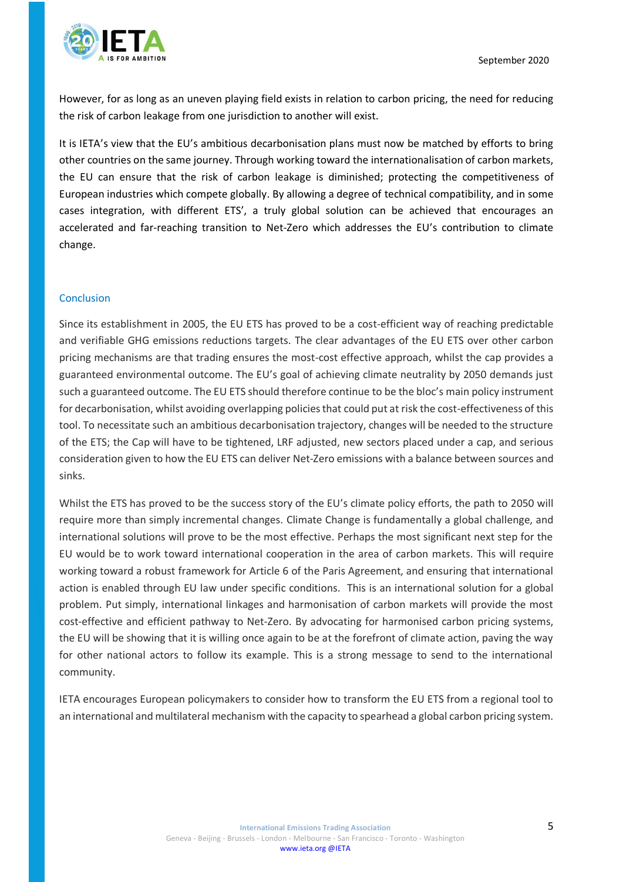However, for as long as an uneven playing field exists in relation to carbon pricing, the need for reducing the risk of carbon leakage from one jurisdiction to another will exist.

It is IETA's view that the EU's ambitious decarbonisation plans must now be matched by efforts to bring other countries on the same journey. Through working toward the internationalisation of carbon markets, the EU can ensure that the risk of carbon leakage is diminished; protecting the competitiveness of European industries which compete globally. By allowing a degree of technical compatibility, and in some cases integration, with different ETS', a truly global solution can be achieved that encourages an accelerated and far-reaching transition to Net-Zero which addresses the EU's contribution to climate change.

## Conclusion

Since its establishment in 2005, the EU ETS has proved to be a cost-efficient way of reaching predictable and verifiable GHG emissions reductions targets. The clear advantages of the EU ETS over other carbon pricing mechanisms are that trading ensures the most-cost effective approach, whilst the cap provides a guaranteed environmental outcome. The EU's goal of achieving climate neutrality by 2050 demands just such a guaranteed outcome. The EU ETS should therefore continue to be the bloc's main policy instrument for decarbonisation, whilst avoiding overlapping policies that could put at risk the cost-effectiveness of this tool. To necessitate such an ambitious decarbonisation trajectory, changes will be needed to the structure of the ETS; the Cap will have to be tightened, LRF adjusted, new sectors placed under a cap, and serious consideration given to how the EU ETS can deliver Net-Zero emissions with a balance between sources and sinks.

Whilst the ETS has proved to be the success story of the EU's climate policy efforts, the path to 2050 will require more than simply incremental changes. Climate Change is fundamentally a global challenge, and international solutions will prove to be the most effective. Perhaps the most significant next step for the EU would be to work toward international cooperation in the area of carbon markets. This will require working toward a robust framework for Article 6 of the Paris Agreement, and ensuring that international action is enabled through EU law under specific conditions. This is an international solution for a global problem. Put simply, international linkages and harmonisation of carbon markets will provide the most cost-effective and efficient pathway to Net-Zero. By advocating for harmonised carbon pricing systems, the EU will be showing that it is willing once again to be at the forefront of climate action, paving the way for other national actors to follow its example. This is a strong message to send to the international community.

IETA encourages European policymakers to consider how to transform the EU ETS from a regional tool to an international and multilateral mechanism with the capacity to spearhead a global carbon pricing system.